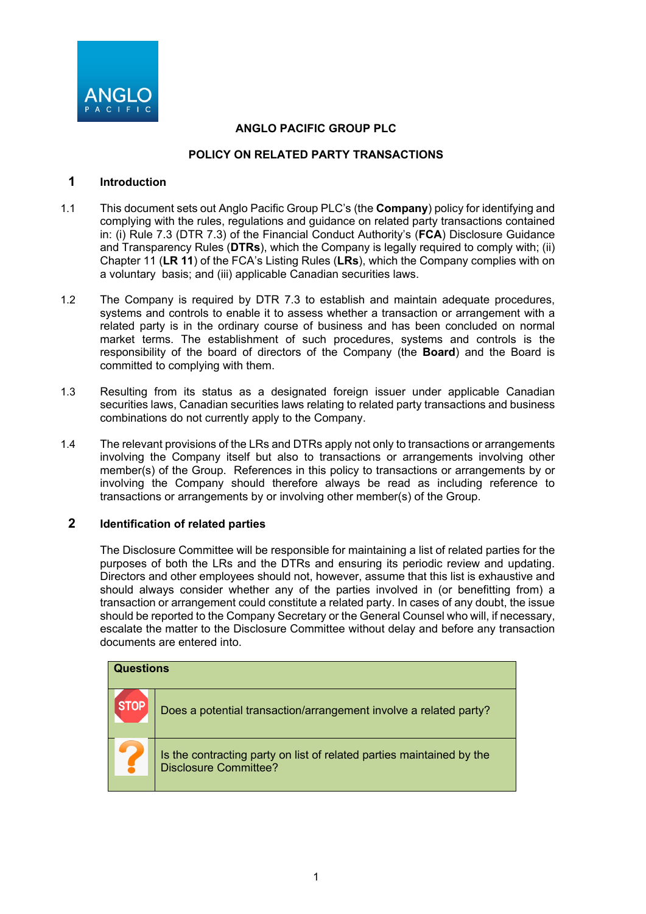**ANGLO PACIFIC GROUP PLC**

**POLICY ON RELATED PARTY TRANSACTIONS**

## 1 Introduction

1.1 This document sets out Anglo Pacific Group PLC's (the **Company**) policy for identifying and complying with the rules, regulations and guidance on related party transactions contained in: (i) Rule 7.3 (DTR 7.3) of the Financial Conduct Authority's (**FCA**) Disclosure Guidance and Transparency Rules (**DTRs**), which the Company is legally required to comply with; (ii) Chapter 11 (**LR 11**) of the FCA's Listing Rules (**LRs**), which the Company complies with on a voluntary basis; and (iii) applicable Canadian securities laws.

1.2 The Company is required by DTR 7.3 to establish and maintain adequate procedures, systems and controls to enable it to assess whether a transaction or arrangement with a related party is in the ordinary course of business and has been concluded on normal market terms. The establishment of such procedures, systems and controls is the responsibility of the board of directors of the Company (the **Board**) and the Board is committed to complying with them.

1.3 Resulting from its status as a designated foreign issuer under applicable Canadian securities laws, Canadian securities laws relating to related party transactions and business combinations do not currently apply to the Company.

1.4 The relevant provisions of the LRs and DTRs apply not only to transactions or arrangements involving the Company itself but also to transactions or arrangements involving other member(s) of the Group. References in this policy to transactions or arrangements by or involving the Company should therefore always be read as including reference to transactions or arrangements by or involving other member(s) of the Group.

## 2 Identification of related parties

The Disclosure Committee will be responsible for maintaining a list of related parties for the purposes of both the LRs and the DTRs and ensuring its periodic review and updating. Directors and other employees should not, however, assume that this list is exhaustive and should always consider whether any of the parties involved in (or benefitting from) a transaction or arrangement could constitute a related party. In cases of any doubt, the issue should be reported to the Company Secretary or the General Counsel who will, if necessary, escalate the matter to the Disclosure Committee without delay and before any transaction documents are entered into.

| **Questions** | |
|---|---|
| STOP | Does a potential transaction/arrangement involve a related party? |
| ? | Is the contracting party on list of related parties maintained by the Disclosure Committee? |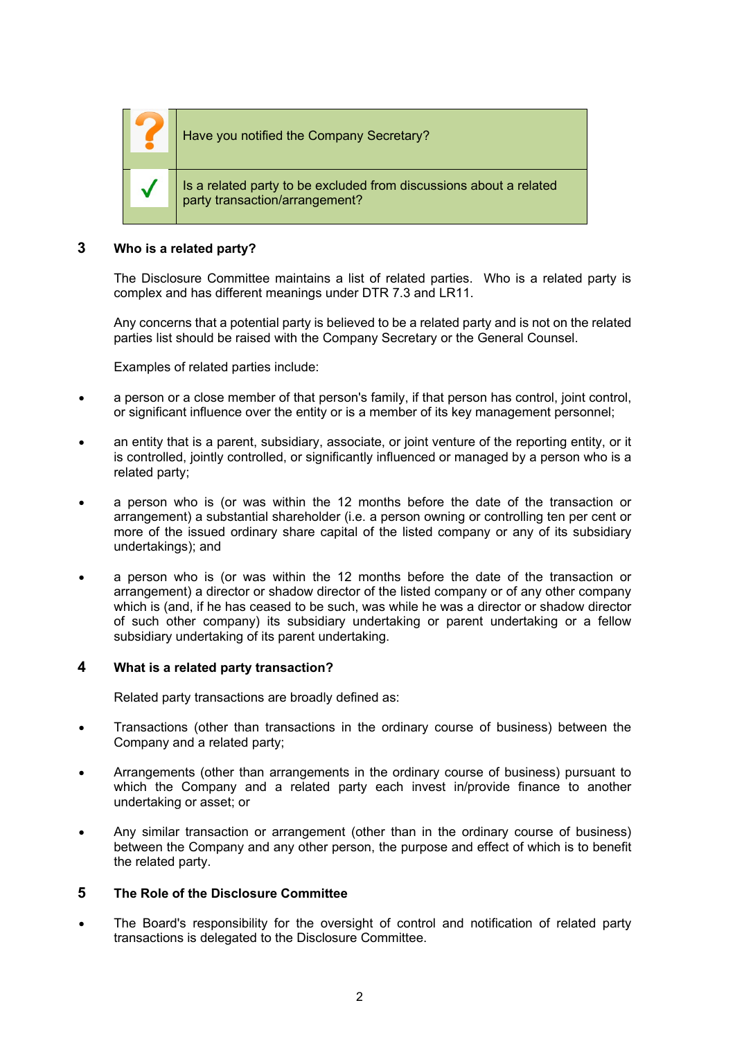| | |
|---|---|
| ? | Have you notified the Company Secretary? |
| ✓ | Is a related party to be excluded from discussions about a related party transaction/arrangement? |

## 3 Who is a related party?

The Disclosure Committee maintains a list of related parties. Who is a related party is complex and has different meanings under DTR 7.3 and LR11.

Any concerns that a potential party is believed to be a related party and is not on the related parties list should be raised with the Company Secretary or the General Counsel.

Examples of related parties include:

- a person or a close member of that person's family, if that person has control, joint control, or significant influence over the entity or is a member of its key management personnel;
- an entity that is a parent, subsidiary, associate, or joint venture of the reporting entity, or it is controlled, jointly controlled, or significantly influenced or managed by a person who is a related party;
- a person who is (or was within the 12 months before the date of the transaction or arrangement) a substantial shareholder (i.e. a person owning or controlling ten per cent or more of the issued ordinary share capital of the listed company or any of its subsidiary undertakings); and
- a person who is (or was within the 12 months before the date of the transaction or arrangement) a director or shadow director of the listed company or of any other company which is (and, if he has ceased to be such, was while he was a director or shadow director of such other company) its subsidiary undertaking or parent undertaking or a fellow subsidiary undertaking of its parent undertaking.

## 4 What is a related party transaction?

Related party transactions are broadly defined as:

- Transactions (other than transactions in the ordinary course of business) between the Company and a related party;
- Arrangements (other than arrangements in the ordinary course of business) pursuant to which the Company and a related party each invest in/provide finance to another undertaking or asset; or
- Any similar transaction or arrangement (other than in the ordinary course of business) between the Company and any other person, the purpose and effect of which is to benefit the related party.

## 5 The Role of the Disclosure Committee

- The Board's responsibility for the oversight of control and notification of related party transactions is delegated to the Disclosure Committee.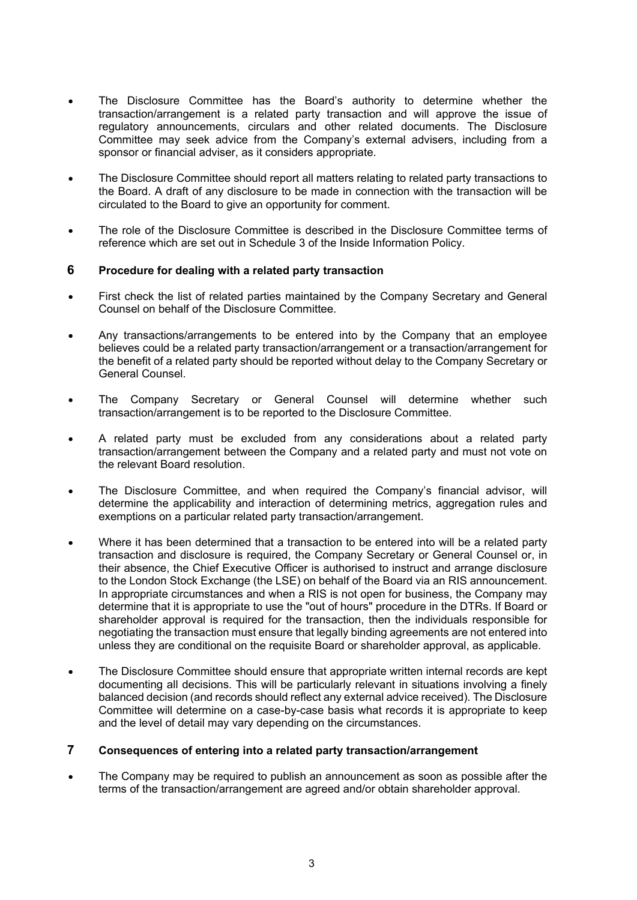- The Disclosure Committee has the Board's authority to determine whether the transaction/arrangement is a related party transaction and will approve the issue of regulatory announcements, circulars and other related documents. The Disclosure Committee may seek advice from the Company's external advisers, including from a sponsor or financial adviser, as it considers appropriate.
- The Disclosure Committee should report all matters relating to related party transactions to the Board. A draft of any disclosure to be made in connection with the transaction will be circulated to the Board to give an opportunity for comment.
- The role of the Disclosure Committee is described in the Disclosure Committee terms of reference which are set out in Schedule 3 of the Inside Information Policy.

## 6 Procedure for dealing with a related party transaction

- First check the list of related parties maintained by the Company Secretary and General Counsel on behalf of the Disclosure Committee.
- Any transactions/arrangements to be entered into by the Company that an employee believes could be a related party transaction/arrangement or a transaction/arrangement for the benefit of a related party should be reported without delay to the Company Secretary or General Counsel.
- The Company Secretary or General Counsel will determine whether such transaction/arrangement is to be reported to the Disclosure Committee.
- A related party must be excluded from any considerations about a related party transaction/arrangement between the Company and a related party and must not vote on the relevant Board resolution.
- The Disclosure Committee, and when required the Company's financial advisor, will determine the applicability and interaction of determining metrics, aggregation rules and exemptions on a particular related party transaction/arrangement.
- Where it has been determined that a transaction to be entered into will be a related party transaction and disclosure is required, the Company Secretary or General Counsel or, in their absence, the Chief Executive Officer is authorised to instruct and arrange disclosure to the London Stock Exchange (the LSE) on behalf of the Board via an RIS announcement. In appropriate circumstances and when a RIS is not open for business, the Company may determine that it is appropriate to use the "out of hours" procedure in the DTRs. If Board or shareholder approval is required for the transaction, then the individuals responsible for negotiating the transaction must ensure that legally binding agreements are not entered into unless they are conditional on the requisite Board or shareholder approval, as applicable.
- The Disclosure Committee should ensure that appropriate written internal records are kept documenting all decisions. This will be particularly relevant in situations involving a finely balanced decision (and records should reflect any external advice received). The Disclosure Committee will determine on a case-by-case basis what records it is appropriate to keep and the level of detail may vary depending on the circumstances.

## 7 Consequences of entering into a related party transaction/arrangement

- The Company may be required to publish an announcement as soon as possible after the terms of the transaction/arrangement are agreed and/or obtain shareholder approval.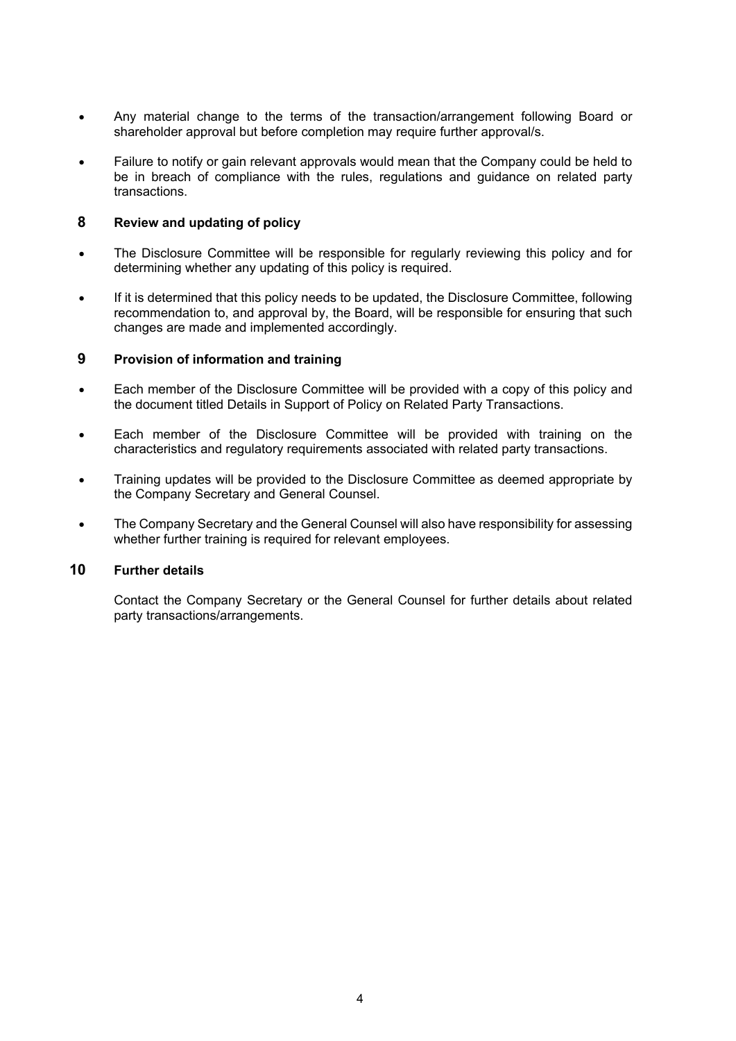- Any material change to the terms of the transaction/arrangement following Board or shareholder approval but before completion may require further approval/s.
- Failure to notify or gain relevant approvals would mean that the Company could be held to be in breach of compliance with the rules, regulations and guidance on related party transactions.

## 8 Review and updating of policy

- The Disclosure Committee will be responsible for regularly reviewing this policy and for determining whether any updating of this policy is required.
- If it is determined that this policy needs to be updated, the Disclosure Committee, following recommendation to, and approval by, the Board, will be responsible for ensuring that such changes are made and implemented accordingly.

## 9 Provision of information and training

- Each member of the Disclosure Committee will be provided with a copy of this policy and the document titled Details in Support of Policy on Related Party Transactions.
- Each member of the Disclosure Committee will be provided with training on the characteristics and regulatory requirements associated with related party transactions.
- Training updates will be provided to the Disclosure Committee as deemed appropriate by the Company Secretary and General Counsel.
- The Company Secretary and the General Counsel will also have responsibility for assessing whether further training is required for relevant employees.

## 10 Further details

Contact the Company Secretary or the General Counsel for further details about related party transactions/arrangements.